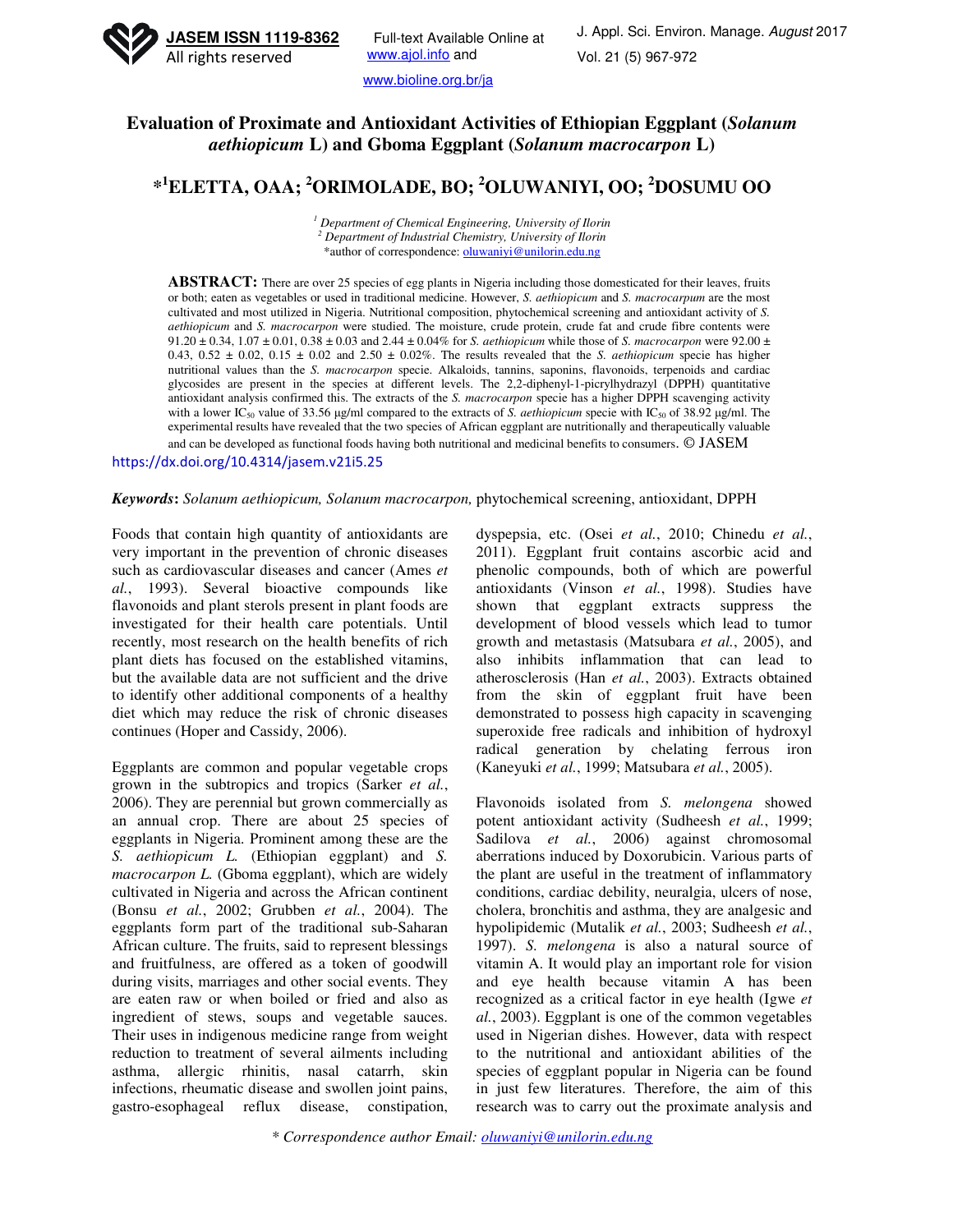# Evaluation of Proximate and Antioxidant Activities of Ethiopian Eggplant (*Solanum aethiopicum* L) and Gboma Eggplant (*Solanum macrocarpon* L)

**\*[1]ELETTA, OAA; [2]ORIMOLADE, BO; [2]OLUWANIYI, OO; [2]DOSUMU OO**

[1] *Department of Chemical Engineering, University of Ilorin*
[2] *Department of Industrial Chemistry, University of Ilorin*
\*author of correspondence: oluwaniyi@unilorin.edu.ng

**ABSTRACT:** There are over 25 species of egg plants in Nigeria including those domesticated for their leaves, fruits or both; eaten as vegetables or used in traditional medicine. However, *S. aethiopicum* and *S. macrocarpum* are the most cultivated and most utilized in Nigeria. Nutritional composition, phytochemical screening and antioxidant activity of *S. aethiopicum* and *S. macrocarpon* were studied. The moisture, crude protein, crude fat and crude fibre contents were 91.20 ± 0.34, 1.07 ± 0.01, 0.38 ± 0.03 and 2.44 ± 0.04% for *S. aethiopicum* while those of *S. macrocarpon* were 92.00 ± 0.43, 0.52 ± 0.02, 0.15 ± 0.02 and 2.50 ± 0.02%. The results revealed that the *S. aethiopicum* specie has higher nutritional values than the *S. macrocarpon* specie. Alkaloids, tannins, saponins, flavonoids, terpenoids and cardiac glycosides are present in the species at different levels. The 2,2-diphenyl-1-picrylhydrazyl (DPPH) quantitative antioxidant analysis confirmed this. The extracts of the *S. macrocarpon* specie has a higher DPPH scavenging activity with a lower $IC_{50}$ value of 33.56 µg/ml compared to the extracts of *S. aethiopicum* specie with $IC_{50}$ of 38.92 µg/ml. The experimental results have revealed that the two species of African eggplant are nutritionally and therapeutically valuable and can be developed as functional foods having both nutritional and medicinal benefits to consumers. © JASEM

https://dx.doi.org/10.4314/jasem.v21i5.25

***Keywords*:** *Solanum aethiopicum, Solanum macrocarpon,* phytochemical screening, antioxidant, DPPH

Foods that contain high quantity of antioxidants are very important in the prevention of chronic diseases such as cardiovascular diseases and cancer (Ames *et al.*, 1993). Several bioactive compounds like flavonoids and plant sterols present in plant foods are investigated for their health care potentials. Until recently, most research on the health benefits of rich plant diets has focused on the established vitamins, but the available data are not sufficient and the drive to identify other additional components of a healthy diet which may reduce the risk of chronic diseases continues (Hoper and Cassidy, 2006).

Eggplants are common and popular vegetable crops grown in the subtropics and tropics (Sarker *et al.*, 2006). They are perennial but grown commercially as an annual crop. There are about 25 species of eggplants in Nigeria. Prominent among these are the *S. aethiopicum L.* (Ethiopian eggplant) and *S. macrocarpon L.* (Gboma eggplant), which are widely cultivated in Nigeria and across the African continent (Bonsu *et al.*, 2002; Grubben *et al.*, 2004). The eggplants form part of the traditional sub-Saharan African culture. The fruits, said to represent blessings and fruitfulness, are offered as a token of goodwill during visits, marriages and other social events. They are eaten raw or when boiled or fried and also as ingredient of stews, soups and vegetable sauces. Their uses in indigenous medicine range from weight reduction to treatment of several ailments including asthma, allergic rhinitis, nasal catarrh, skin infections, rheumatic disease and swollen joint pains, gastro-esophageal reflux disease, constipation, dyspepsia, etc. (Osei *et al.*, 2010; Chinedu *et al.*, 2011). Eggplant fruit contains ascorbic acid and phenolic compounds, both of which are powerful antioxidants (Vinson *et al.*, 1998). Studies have shown that eggplant extracts suppress the development of blood vessels which lead to tumor growth and metastasis (Matsubara *et al.*, 2005), and also inhibits inflammation that can lead to atherosclerosis (Han *et al.*, 2003). Extracts obtained from the skin of eggplant fruit have been demonstrated to possess high capacity in scavenging superoxide free radicals and inhibition of hydroxyl radical generation by chelating ferrous iron (Kaneyuki *et al.*, 1999; Matsubara *et al.*, 2005).

Flavonoids isolated from *S. melongena* showed potent antioxidant activity (Sudheesh *et al.*, 1999; Sadilova *et al.*, 2006) against chromosomal aberrations induced by Doxorubicin. Various parts of the plant are useful in the treatment of inflammatory conditions, cardiac debility, neuralgia, ulcers of nose, cholera, bronchitis and asthma, they are analgesic and hypolipidemic (Mutalik *et al.*, 2003; Sudheesh *et al.*, 1997). *S. melongena* is also a natural source of vitamin A. It would play an important role for vision and eye health because vitamin A has been recognized as a critical factor in eye health (Igwe *et al.*, 2003). Eggplant is one of the common vegetables used in Nigerian dishes. However, data with respect to the nutritional and antioxidant abilities of the species of eggplant popular in Nigeria can be found in just few literatures. Therefore, the aim of this research was to carry out the proximate analysis and

*\* Correspondence author Email: oluwaniyi@unilorin.edu.ng*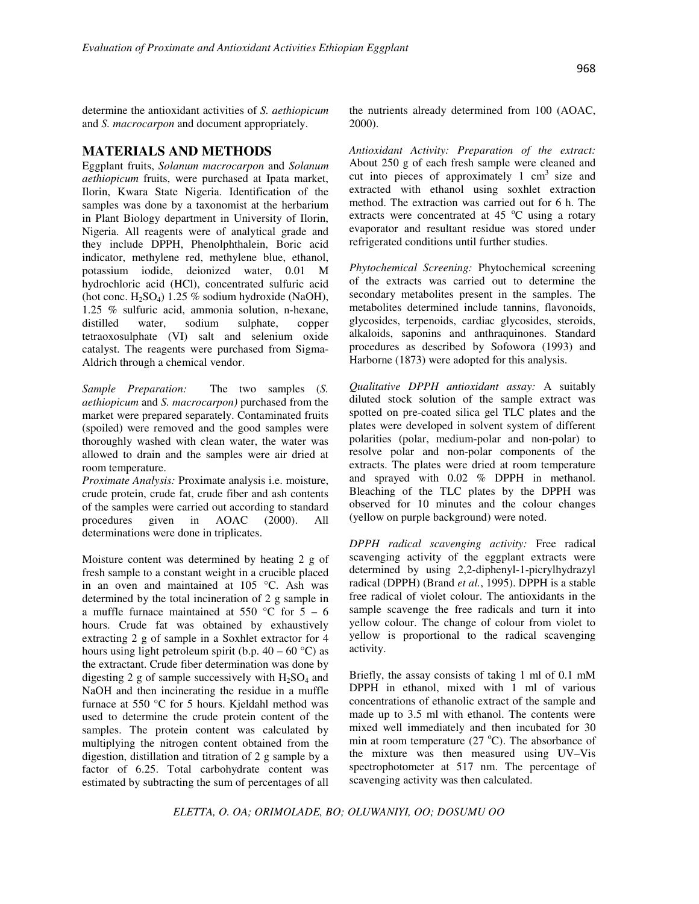determine the antioxidant activities of *S. aethiopicum* and *S. macrocarpon* and document appropriately.

## MATERIALS AND METHODS

Eggplant fruits, *Solanum macrocarpon* and *Solanum aethiopicum* fruits, were purchased at Ipata market, Ilorin, Kwara State Nigeria. Identification of the samples was done by a taxonomist at the herbarium in Plant Biology department in University of Ilorin, Nigeria. All reagents were of analytical grade and they include DPPH, Phenolphthalein, Boric acid indicator, methylene red, methylene blue, ethanol, potassium iodide, deionized water, 0.01 M hydrochloric acid (HCl), concentrated sulfuric acid (hot conc. $H_2SO_4$) 1.25 % sodium hydroxide (NaOH), 1.25 % sulfuric acid, ammonia solution, n-hexane, distilled water, sodium sulphate, copper tetraoxosulphate (VI) salt and selenium oxide catalyst. The reagents were purchased from Sigma-Aldrich through a chemical vendor.

*Sample Preparation:* The two samples (*S. aethiopicum* and *S. macrocarpon)* purchased from the market were prepared separately. Contaminated fruits (spoiled) were removed and the good samples were thoroughly washed with clean water, the water was allowed to drain and the samples were air dried at room temperature.

*Proximate Analysis:* Proximate analysis i.e. moisture, crude protein, crude fat, crude fiber and ash contents of the samples were carried out according to standard procedures given in AOAC (2000). All determinations were done in triplicates.

Moisture content was determined by heating 2 g of fresh sample to a constant weight in a crucible placed in an oven and maintained at 105 °C. Ash was determined by the total incineration of 2 g sample in a muffle furnace maintained at 550 °C for 5 – 6 hours. Crude fat was obtained by exhaustively extracting 2 g of sample in a Soxhlet extractor for 4 hours using light petroleum spirit (b.p. 40 – 60 °C) as the extractant. Crude fiber determination was done by digesting 2 g of sample successively with $H_2SO_4$ and NaOH and then incinerating the residue in a muffle furnace at 550 °C for 5 hours. Kjeldahl method was used to determine the crude protein content of the samples. The protein content was calculated by multiplying the nitrogen content obtained from the digestion, distillation and titration of 2 g sample by a factor of 6.25. Total carbohydrate content was estimated by subtracting the sum of percentages of all the nutrients already determined from 100 (AOAC, 2000).

*Antioxidant Activity: Preparation of the extract:* About 250 g of each fresh sample were cleaned and cut into pieces of approximately 1 $cm^3$ size and extracted with ethanol using soxhlet extraction method. The extraction was carried out for 6 h. The extracts were concentrated at 45 °C using a rotary evaporator and resultant residue was stored under refrigerated conditions until further studies.

*Phytochemical Screening:* Phytochemical screening of the extracts was carried out to determine the secondary metabolites present in the samples. The metabolites determined include tannins, flavonoids, glycosides, terpenoids, cardiac glycosides, steroids, alkaloids, saponins and anthraquinones. Standard procedures as described by Sofowora (1993) and Harborne (1873) were adopted for this analysis.

*Qualitative DPPH antioxidant assay:* A suitably diluted stock solution of the sample extract was spotted on pre-coated silica gel TLC plates and the plates were developed in solvent system of different polarities (polar, medium-polar and non-polar) to resolve polar and non-polar components of the extracts. The plates were dried at room temperature and sprayed with 0.02 % DPPH in methanol. Bleaching of the TLC plates by the DPPH was observed for 10 minutes and the colour changes (yellow on purple background) were noted.

*DPPH radical scavenging activity:* Free radical scavenging activity of the eggplant extracts were determined by using 2,2-diphenyl-1-picrylhydrazyl radical (DPPH) (Brand *et al.*, 1995). DPPH is a stable free radical of violet colour. The antioxidants in the sample scavenge the free radicals and turn it into yellow colour. The change of colour from violet to yellow is proportional to the radical scavenging activity.

Briefly, the assay consists of taking 1 ml of 0.1 mM DPPH in ethanol, mixed with 1 ml of various concentrations of ethanolic extract of the sample and made up to 3.5 ml with ethanol. The contents were mixed well immediately and then incubated for 30 min at room temperature (27 °C). The absorbance of the mixture was then measured using UV–Vis spectrophotometer at 517 nm. The percentage of scavenging activity was then calculated.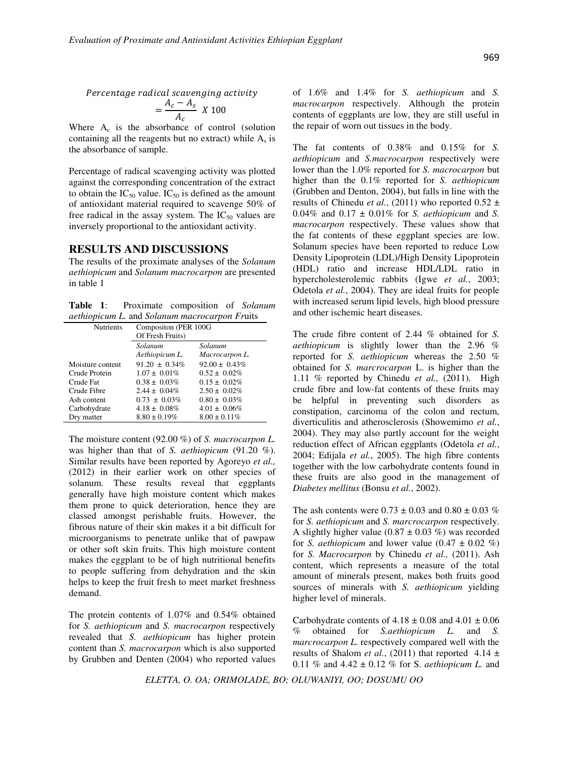$$Percentage\ radical\ scavenging\ activity = \frac{A_c - A_s}{A_c}\ X\ 100$$

Where $A_c$ is the absorbance of control (solution containing all the reagents but no extract) while $A_s$ is the absorbance of sample.

Percentage of radical scavenging activity was plotted against the corresponding concentration of the extract to obtain the $IC_{50}$ value. $IC_{50}$ is defined as the amount of antioxidant material required to scavenge 50% of free radical in the assay system. The $IC_{50}$ values are inversely proportional to the antioxidant activity.

## RESULTS AND DISCUSSIONS

The results of the proximate analyses of the *Solanum aethiopicum* and *Solanum macrocarpon* are presented in table 1

**Table 1**: Proximate composition of *Solanum aethiopicum L.* and *Solanum macrocarpon Fr*uits

| Nutrients | Compositon (PER 100G Of Fresh Fruits) | |
|---|---|---|
| | *Solanum Aethiopicum L.* | *Solanum Macrocarpon L.* |
| Moisture content | 91.20 ± 0.34% | 92.00 ± 0.43% |
| Crude Protein | 1.07 ± 0.01% | 0.52 ± 0.02% |
| Crude Fat | 0.38 ± 0.03% | 0.15 ± 0.02% |
| Crude Fibre | 2.44 ± 0.04% | 2.50 ± 0.02% |
| Ash content | 0.73 ± 0.03% | 0.80 ± 0.03% |
| Carbohydrate | 4.18 ± 0.08% | 4.01 ± 0.06% |
| Dry matter | 8.80 ± 0.19% | 8.00 ± 0.11% |

The moisture content (92.00 %) of *S. macrocarpon L.* was higher than that of *S. aethiopicum* (91.20 %). Similar results have been reported by Agoreyo *et al.,* (2012) in their earlier work on other species of solanum. These results reveal that eggplants generally have high moisture content which makes them prone to quick deterioration, hence they are classed amongst perishable fruits. However, the fibrous nature of their skin makes it a bit difficult for microorganisms to penetrate unlike that of pawpaw or other soft skin fruits. This high moisture content makes the eggplant to be of high nutritional benefits to people suffering from dehydration and the skin helps to keep the fruit fresh to meet market freshness demand.

The protein contents of 1.07% and 0.54% obtained for *S. aethiopicum* and *S. macrocarpon* respectively revealed that *S. aethiopicum* has higher protein content than *S. macrocarpon* which is also supported by Grubben and Denten (2004) who reported values of 1.6% and 1.4% for *S. aethiopicum* and *S. macrocarpon* respectively. Although the protein contents of eggplants are low, they are still useful in the repair of worn out tissues in the body.

The fat contents of 0.38% and 0.15% for *S. aethiopicum* and *S.macrocarpon* respectively were lower than the 1.0% reported for *S. macrocarpon* but higher than the 0.1% reported for *S. aethiopicum* (Grubben and Denton, 2004), but falls in line with the results of Chinedu *et al.*, (2011) who reported 0.52 ± 0.04% and 0.17 ± 0.01% for *S. aethiopicum* and *S. macrocarpon* respectively. These values show that the fat contents of these eggplant species are low. Solanum species have been reported to reduce Low Density Lipoprotein (LDL)/High Density Lipoprotein (HDL) ratio and increase HDL/LDL ratio in hypercholesterolemic rabbits (Igwe *et al.*, 2003; Odetola *et al.*, 2004). They are ideal fruits for people with increased serum lipid levels, high blood pressure and other ischemic heart diseases.

The crude fibre content of 2.44 % obtained for *S. aethiopicum* is slightly lower than the 2.96 % reported for *S. aethiopicum* whereas the 2.50 % obtained for *S. marcrocarpon* L. is higher than the 1.11 % reported by Chinedu *et al.,* (2011). High crude fibre and low-fat contents of these fruits may be helpful in preventing such disorders as constipation, carcinoma of the colon and rectum, diverticulitis and atherosclerosis (Showemimo *et al.*, 2004). They may also partly account for the weight reduction effect of African eggplants (Odetola *et al.*, 2004; Edijala *et al.*, 2005). The high fibre contents together with the low carbohydrate contents found in these fruits are also good in the management of *Diabetes mellitus* (Bonsu *et al.*, 2002).

The ash contents were 0.73 ± 0.03 and 0.80 ± 0.03 % for *S. aethiopicum* and *S. marcrocarpon* respectively. A slightly higher value (0.87 ± 0.03 %) was recorded for *S. aethiopicum* and lower value (0.47 ± 0.02 %) for *S. Macrocarpon* by Chinedu *et al.,* (2011). Ash content, which represents a measure of the total amount of minerals present, makes both fruits good sources of minerals with *S. aethiopicum* yielding higher level of minerals.

Carbohydrate contents of 4.18 ± 0.08 and 4.01 ± 0.06 % obtained for *S.aethiopicum L.* and *S. marcrocarpon L.* respectively compared well with the results of Shalom *et al.*, (2011) that reported 4.14 ± 0.11 % and 4.42 ± 0.12 % for S. *aethiopicum L.* and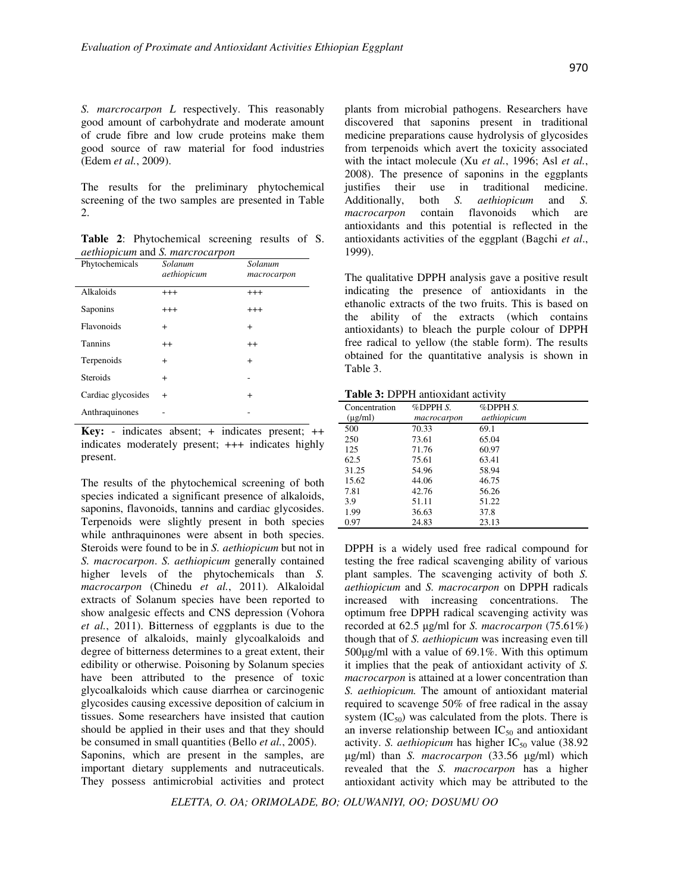*S. marcrocarpon L* respectively. This reasonably good amount of carbohydrate and moderate amount of crude fibre and low crude proteins make them good source of raw material for food industries (Edem *et al.*, 2009).

The results for the preliminary phytochemical screening of the two samples are presented in Table 2.

**Table 2**: Phytochemical screening results of S. *aethiopicum* and *S. marcrocarpon*

| Phytochemicals | *Solanum aethiopicum* | *Solanum macrocarpon* |
|---|---|---|
| Alkaloids | +++ | +++ |
| Saponins | +++ | +++ |
| Flavonoids | + | + |
| Tannins | ++ | ++ |
| Terpenoids | + | + |
| Steroids | + | - |
| Cardiac glycosides | + | + |
| Anthraquinones | - | - |

**Key:** - indicates absent; + indicates present; ++ indicates moderately present; +++ indicates highly present.

The results of the phytochemical screening of both species indicated a significant presence of alkaloids, saponins, flavonoids, tannins and cardiac glycosides. Terpenoids were slightly present in both species while anthraquinones were absent in both species. Steroids were found to be in *S. aethiopicum* but not in *S. macrocarpon*. *S. aethiopicum* generally contained higher levels of the phytochemicals than *S. macrocarpon* (Chinedu *et al.*, 2011). Alkaloidal extracts of Solanum species have been reported to show analgesic effects and CNS depression (Vohora *et al.*, 2011). Bitterness of eggplants is due to the presence of alkaloids, mainly glycoalkaloids and degree of bitterness determines to a great extent, their edibility or otherwise. Poisoning by Solanum species have been attributed to the presence of toxic glycoalkaloids which cause diarrhea or carcinogenic glycosides causing excessive deposition of calcium in tissues. Some researchers have insisted that caution should be applied in their uses and that they should be consumed in small quantities (Bello *et al.*, 2005).

Saponins, which are present in the samples, are important dietary supplements and nutraceuticals. They possess antimicrobial activities and protect plants from microbial pathogens. Researchers have discovered that saponins present in traditional medicine preparations cause hydrolysis of glycosides from terpenoids which avert the toxicity associated with the intact molecule (Xu *et al.*, 1996; Asl *et al.*, 2008). The presence of saponins in the eggplants justifies their use in traditional medicine. Additionally, both *S. aethiopicum* and *S. macrocarpon* contain flavonoids which are antioxidants and this potential is reflected in the antioxidants activities of the eggplant (Bagchi *et al*., 1999).

The qualitative DPPH analysis gave a positive result indicating the presence of antioxidants in the ethanolic extracts of the two fruits. This is based on the ability of the extracts (which contains antioxidants) to bleach the purple colour of DPPH free radical to yellow (the stable form). The results obtained for the quantitative analysis is shown in Table 3.

**Table 3:** DPPH antioxidant activity

| Concentration (µg/ml) | %DPPH *S. macrocarpon* | %DPPH *S. aethiopicum* |
|---|---|---|
| 500 | 70.33 | 69.1 |
| 250 | 73.61 | 65.04 |
| 125 | 71.76 | 60.97 |
| 62.5 | 75.61 | 63.41 |
| 31.25 | 54.96 | 58.94 |
| 15.62 | 44.06 | 46.75 |
| 7.81 | 42.76 | 56.26 |
| 3.9 | 51.11 | 51.22 |
| 1.99 | 36.63 | 37.8 |
| 0.97 | 24.83 | 23.13 |

DPPH is a widely used free radical compound for testing the free radical scavenging ability of various plant samples. The scavenging activity of both *S. aethiopicum* and *S. macrocarpon* on DPPH radicals increased with increasing concentrations. The optimum free DPPH radical scavenging activity was recorded at 62.5 µg/ml for *S. macrocarpon* (75.61%) though that of *S. aethiopicum* was increasing even till 500µg/ml with a value of 69.1%. With this optimum it implies that the peak of antioxidant activity of *S. macrocarpon* is attained at a lower concentration than *S. aethiopicum.* The amount of antioxidant material required to scavenge 50% of free radical in the assay system ($IC_{50}$) was calculated from the plots. There is an inverse relationship between $IC_{50}$ and antioxidant activity. *S. aethiopicum* has higher $IC_{50}$ value (38.92 µg/ml) than *S. macrocarpon* (33.56 µg/ml) which revealed that the *S. macrocarpon* has a higher antioxidant activity which may be attributed to the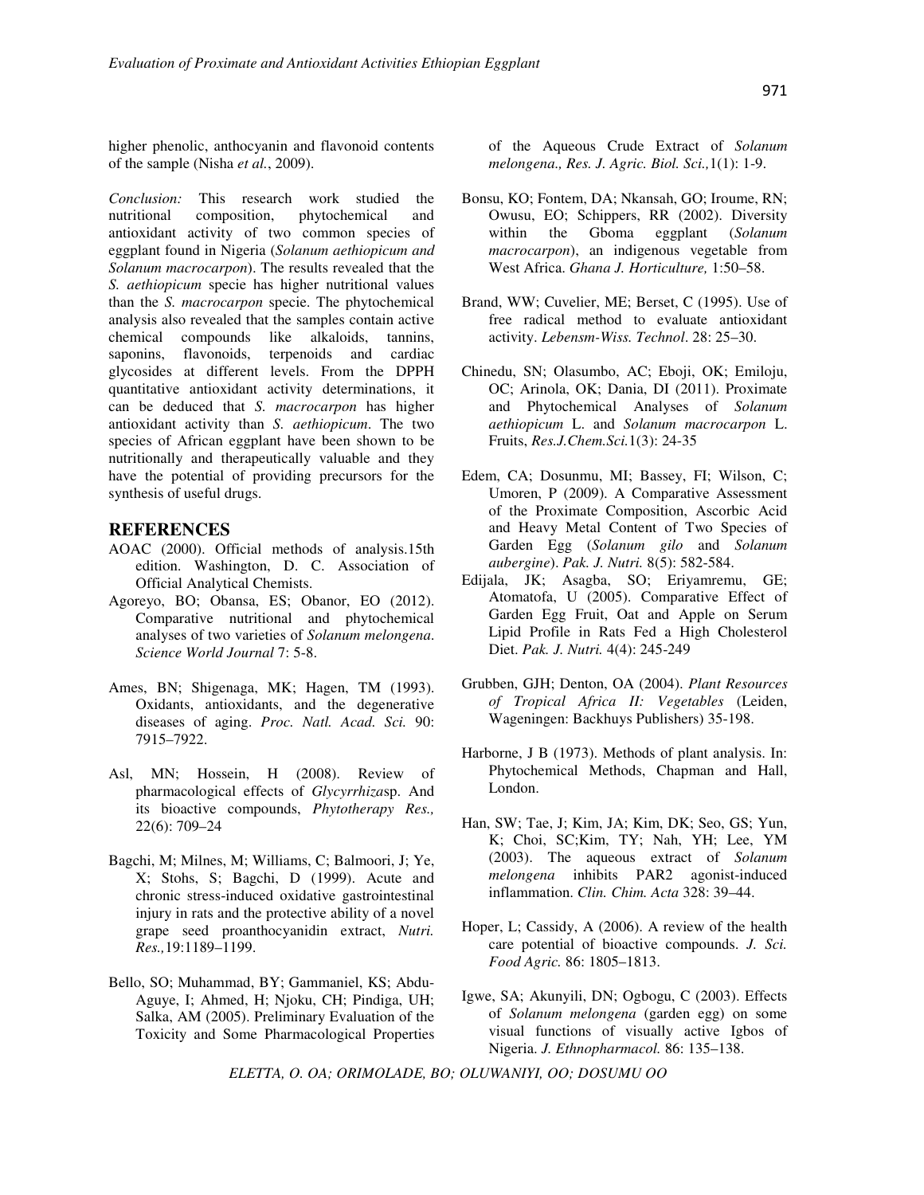higher phenolic, anthocyanin and flavonoid contents of the sample (Nisha *et al.*, 2009).

*Conclusion:* This research work studied the nutritional composition, phytochemical and antioxidant activity of two common species of eggplant found in Nigeria (*Solanum aethiopicum and Solanum macrocarpon*). The results revealed that the *S. aethiopicum* specie has higher nutritional values than the *S. macrocarpon* specie. The phytochemical analysis also revealed that the samples contain active chemical compounds like alkaloids, tannins, saponins, flavonoids, terpenoids and cardiac glycosides at different levels. From the DPPH quantitative antioxidant activity determinations, it can be deduced that *S. macrocarpon* has higher antioxidant activity than *S. aethiopicum*. The two species of African eggplant have been shown to be nutritionally and therapeutically valuable and they have the potential of providing precursors for the synthesis of useful drugs.

## REFERENCES

AOAC (2000). Official methods of analysis.15th edition. Washington, D. C. Association of Official Analytical Chemists.

Agoreyo, BO; Obansa, ES; Obanor, EO (2012). Comparative nutritional and phytochemical analyses of two varieties of *Solanum melongena*. *Science World Journal* 7: 5-8.

Ames, BN; Shigenaga, MK; Hagen, TM (1993). Oxidants, antioxidants, and the degenerative diseases of aging. *Proc. Natl. Acad. Sci.* 90: 7915–7922.

Asl, MN; Hossein, H (2008). Review of pharmacological effects of *Glycyrrhiza*sp. And its bioactive compounds, *Phytotherapy Res.,* 22(6): 709–24

Bagchi, M; Milnes, M; Williams, C; Balmoori, J; Ye, X; Stohs, S; Bagchi, D (1999). Acute and chronic stress-induced oxidative gastrointestinal injury in rats and the protective ability of a novel grape seed proanthocyanidin extract, *Nutri. Res.,*19:1189–1199.

Bello, SO; Muhammad, BY; Gammaniel, KS; Abdu-Aguye, I; Ahmed, H; Njoku, CH; Pindiga, UH; Salka, AM (2005). Preliminary Evaluation of the Toxicity and Some Pharmacological Properties of the Aqueous Crude Extract of *Solanum melongena., Res. J. Agric. Biol. Sci.,*1(1): 1-9.

Bonsu, KO; Fontem, DA; Nkansah, GO; Iroume, RN; Owusu, EO; Schippers, RR (2002). Diversity within the Gboma eggplant (*Solanum macrocarpon*), an indigenous vegetable from West Africa. *Ghana J. Horticulture,* 1:50–58.

Brand, WW; Cuvelier, ME; Berset, C (1995). Use of free radical method to evaluate antioxidant activity. *Lebensm-Wiss. Technol*. 28: 25–30.

Chinedu, SN; Olasumbo, AC; Eboji, OK; Emiloju, OC; Arinola, OK; Dania, DI (2011). Proximate and Phytochemical Analyses of *Solanum aethiopicum* L. and *Solanum macrocarpon* L. Fruits, *Res.J.Chem.Sci.*1(3): 24-35

Edem, CA; Dosunmu, MI; Bassey, FI; Wilson, C; Umoren, P (2009). A Comparative Assessment of the Proximate Composition, Ascorbic Acid and Heavy Metal Content of Two Species of Garden Egg (*Solanum gilo* and *Solanum aubergine*). *Pak. J. Nutri.* 8(5): 582-584.

Edijala, JK; Asagba, SO; Eriyamremu, GE; Atomatofa, U (2005). Comparative Effect of Garden Egg Fruit, Oat and Apple on Serum Lipid Profile in Rats Fed a High Cholesterol Diet. *Pak. J. Nutri.* 4(4): 245-249

Grubben, GJH; Denton, OA (2004). *Plant Resources of Tropical Africa II: Vegetables* (Leiden, Wageningen: Backhuys Publishers) 35-198.

Harborne, J B (1973). Methods of plant analysis. In: Phytochemical Methods, Chapman and Hall, London.

Han, SW; Tae, J; Kim, JA; Kim, DK; Seo, GS; Yun, K; Choi, SC;Kim, TY; Nah, YH; Lee, YM (2003). The aqueous extract of *Solanum melongena* inhibits PAR2 agonist-induced inflammation. *Clin. Chim. Acta* 328: 39–44.

Hoper, L; Cassidy, A (2006). A review of the health care potential of bioactive compounds. *J. Sci. Food Agric.* 86: 1805–1813.

Igwe, SA; Akunyili, DN; Ogbogu, C (2003). Effects of *Solanum melongena* (garden egg) on some visual functions of visually active Igbos of Nigeria. *J. Ethnopharmacol.* 86: 135–138.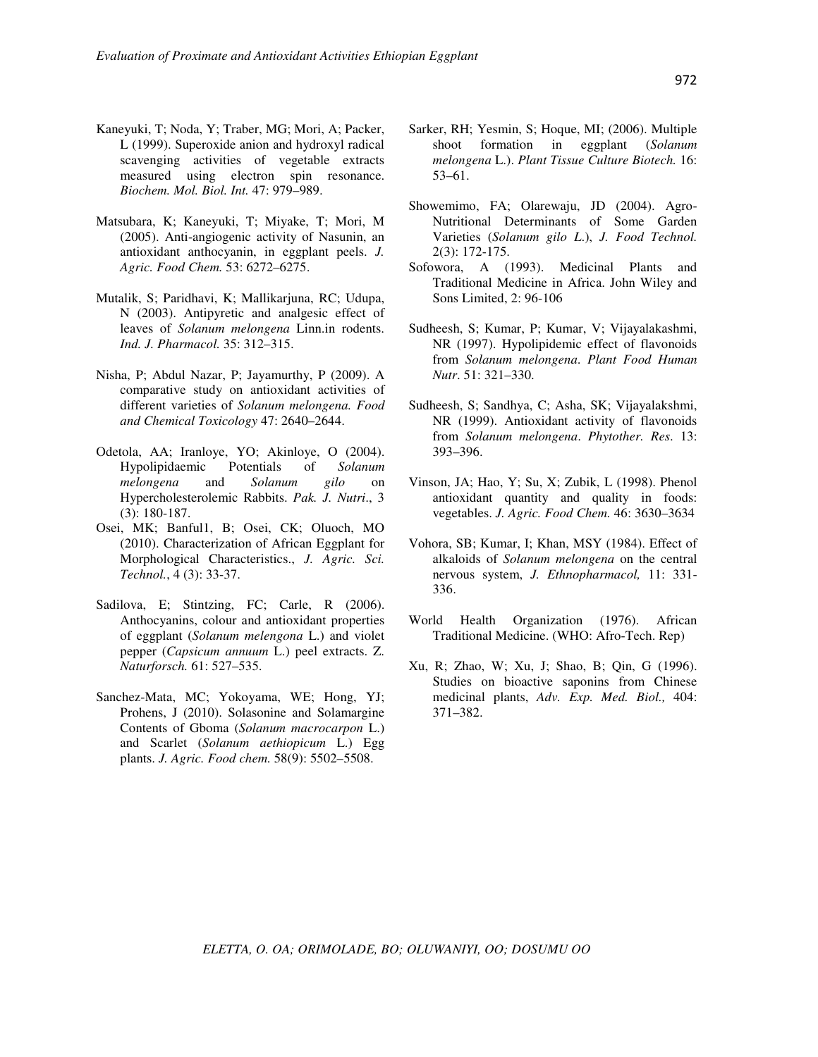Kaneyuki, T; Noda, Y; Traber, MG; Mori, A; Packer, L (1999). Superoxide anion and hydroxyl radical scavenging activities of vegetable extracts measured using electron spin resonance. *Biochem. Mol. Biol. Int.* 47: 979–989.

Matsubara, K; Kaneyuki, T; Miyake, T; Mori, M (2005). Anti-angiogenic activity of Nasunin, an antioxidant anthocyanin, in eggplant peels. *J. Agric. Food Chem.* 53: 6272–6275.

Mutalik, S; Paridhavi, K; Mallikarjuna, RC; Udupa, N (2003). Antipyretic and analgesic effect of leaves of *Solanum melongena* Linn.in rodents. *Ind. J. Pharmacol.* 35: 312–315.

Nisha, P; Abdul Nazar, P; Jayamurthy, P (2009). A comparative study on antioxidant activities of different varieties of *Solanum melongena. Food and Chemical Toxicology* 47: 2640–2644.

Odetola, AA; Iranloye, YO; Akinloye, O (2004). Hypolipidaemic Potentials of *Solanum melongena* and *Solanum gilo* on Hypercholesterolemic Rabbits. *Pak. J. Nutri*., 3 (3): 180-187.

Osei, MK; Banful1, B; Osei, CK; Oluoch, MO (2010). Characterization of African Eggplant for Morphological Characteristics., *J. Agric. Sci. Technol.*, 4 (3): 33-37.

Sadilova, E; Stintzing, FC; Carle, R (2006). Anthocyanins, colour and antioxidant properties of eggplant (*Solanum melengona* L.) and violet pepper (*Capsicum annuum* L.) peel extracts. *Z. Naturforsch.* 61: 527–535.

Sanchez-Mata, MC; Yokoyama, WE; Hong, YJ; Prohens, J (2010). Solasonine and Solamargine Contents of Gboma (*Solanum macrocarpon* L.) and Scarlet (*Solanum aethiopicum* L.) Egg plants. *J. Agric. Food chem.* 58(9): 5502–5508.

Sarker, RH; Yesmin, S; Hoque, MI; (2006). Multiple shoot formation in eggplant (*Solanum melongena* L.). *Plant Tissue Culture Biotech.* 16: 53–61.

Showemimo, FA; Olarewaju, JD (2004). Agro-Nutritional Determinants of Some Garden Varieties (*Solanum gilo L*.), *J. Food Technol.* 2(3): 172-175.

Sofowora, A (1993). Medicinal Plants and Traditional Medicine in Africa. John Wiley and Sons Limited, 2: 96-106

Sudheesh, S; Kumar, P; Kumar, V; Vijayalakashmi, NR (1997). Hypolipidemic effect of flavonoids from *Solanum melongena*. *Plant Food Human Nutr*. 51: 321–330.

Sudheesh, S; Sandhya, C; Asha, SK; Vijayalakshmi, NR (1999). Antioxidant activity of flavonoids from *Solanum melongena*. *Phytother. Res*. 13: 393–396.

Vinson, JA; Hao, Y; Su, X; Zubik, L (1998). Phenol antioxidant quantity and quality in foods: vegetables. *J. Agric. Food Chem.* 46: 3630–3634

Vohora, SB; Kumar, I; Khan, MSY (1984). Effect of alkaloids of *Solanum melongena* on the central nervous system, *J. Ethnopharmacol,* 11: 331-336.

World Health Organization (1976). African Traditional Medicine. (WHO: Afro-Tech. Rep)

Xu, R; Zhao, W; Xu, J; Shao, B; Qin, G (1996). Studies on bioactive saponins from Chinese medicinal plants, *Adv. Exp. Med. Biol.,* 404: 371–382.